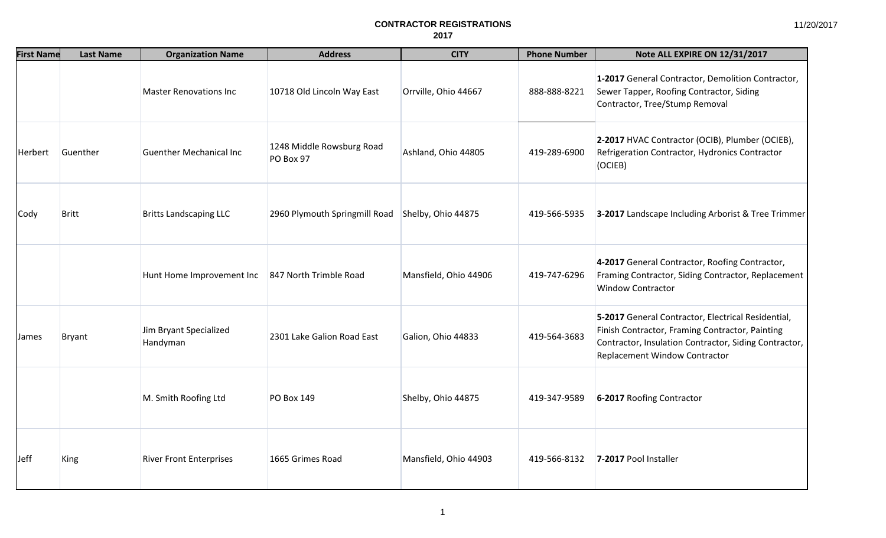# CONTRACTOR REGISTRATIONS
## 2017

11/20/2017

| First Name | Last Name | Organization Name | Address | CITY | Phone Number | Note ALL EXPIRE ON 12/31/2017 |
|---|---|---|---|---|---|---|
| | | Master Renovations Inc | 10718 Old Lincoln Way East | Orrville, Ohio 44667 | 888-888-8221 | **1-2017** General Contractor, Demolition Contractor, Sewer Tapper, Roofing Contractor, Siding Contractor, Tree/Stump Removal |
| Herbert | Guenther | Guenther Mechanical Inc | 1248 Middle Rowsburg Road PO Box 97 | Ashland, Ohio 44805 | 419-289-6900 | **2-2017** HVAC Contractor (OCIB), Plumber (OCIEB), Refrigeration Contractor, Hydronics Contractor (OCIEB) |
| Cody | Britt | Britts Landscaping LLC | 2960 Plymouth Springmill Road | Shelby, Ohio 44875 | 419-566-5935 | **3-2017** Landscape Including Arborist & Tree Trimmer |
| | | Hunt Home Improvement Inc | 847 North Trimble Road | Mansfield, Ohio 44906 | 419-747-6296 | **4-2017** General Contractor, Roofing Contractor, Framing Contractor, Siding Contractor, Replacement Window Contractor |
| James | Bryant | Jim Bryant Specialized Handyman | 2301 Lake Galion Road East | Galion, Ohio 44833 | 419-564-3683 | **5-2017** General Contractor, Electrical Residential, Finish Contractor, Framing Contractor, Painting Contractor, Insulation Contractor, Siding Contractor, Replacement Window Contractor |
| | | M. Smith Roofing Ltd | PO Box 149 | Shelby, Ohio 44875 | 419-347-9589 | **6-2017** Roofing Contractor |
| Jeff | King | River Front Enterprises | 1665 Grimes Road | Mansfield, Ohio 44903 | 419-566-8132 | **7-2017** Pool Installer |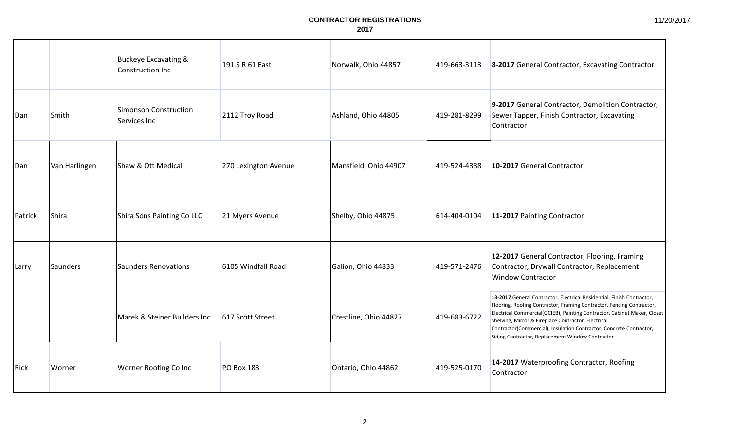**CONTRACTOR REGISTRATIONS**
**2017**

| | | | | | | |
|---|---|---|---|---|---|---|
| | | Buckeye Excavating & Construction Inc | 191 S R 61 East | Norwalk, Ohio 44857 | 419-663-3113 | **8-2017** General Contractor, Excavating Contractor |
| Dan | Smith | Simonson Construction Services Inc | 2112 Troy Road | Ashland, Ohio 44805 | 419-281-8299 | **9-2017** General Contractor, Demolition Contractor, Sewer Tapper, Finish Contractor, Excavating Contractor |
| Dan | Van Harlingen | Shaw & Ott Medical | 270 Lexington Avenue | Mansfield, Ohio 44907 | 419-524-4388 | **10-2017** General Contractor |
| Patrick | Shira | Shira Sons Painting Co LLC | 21 Myers Avenue | Shelby, Ohio 44875 | 614-404-0104 | **11-2017** Painting Contractor |
| Larry | Saunders | Saunders Renovations | 6105 Windfall Road | Galion, Ohio 44833 | 419-571-2476 | **12-2017** General Contractor, Flooring, Framing Contractor, Drywall Contractor, Replacement Window Contractor |
| | | Marek & Steiner Builders Inc | 617 Scott Street | Crestline, Ohio 44827 | 419-683-6722 | **13-2017** General Contractor, Electrical Residential, Finish Contractor, Flooring, Roofing Contractor, Framing Contractor, Fencing Contractor, Electrical Commercial(OCIEB), Painting Contractor, Cabinet Maker, Closet Shelving, Mirror & Fireplace Contractor, Electrical Contractor(Commercial), Insulation Contractor, Concrete Contractor, Siding Contractor, Replacement Window Contractor |
| Rick | Worner | Worner Roofing Co Inc | PO Box 183 | Ontario, Ohio 44862 | 419-525-0170 | **14-2017** Waterproofing Contractor, Roofing Contractor |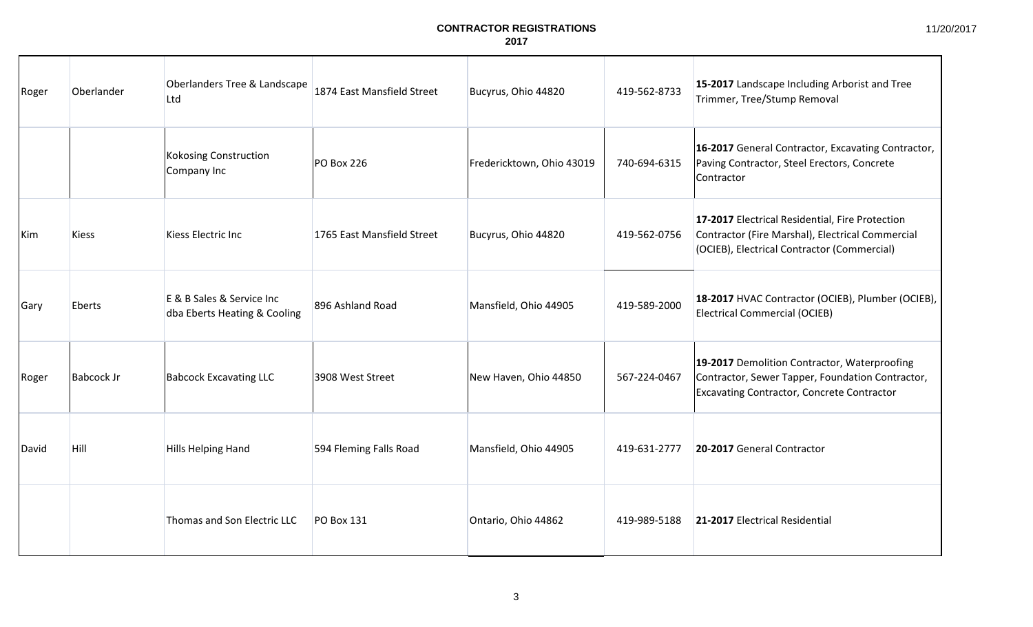**CONTRACTOR REGISTRATIONS**
**2017**

11/20/2017

| | | | | | | |
|---|---|---|---|---|---|---|
| Roger | Oberlander | Oberlanders Tree & Landscape Ltd | 1874 East Mansfield Street | Bucyrus, Ohio 44820 | 419-562-8733 | **15-2017** Landscape Including Arborist and Tree Trimmer, Tree/Stump Removal |
| | | Kokosing Construction Company Inc | PO Box 226 | Fredericktown, Ohio 43019 | 740-694-6315 | **16-2017** General Contractor, Excavating Contractor, Paving Contractor, Steel Erectors, Concrete Contractor |
| Kim | Kiess | Kiess Electric Inc | 1765 East Mansfield Street | Bucyrus, Ohio 44820 | 419-562-0756 | **17-2017** Electrical Residential, Fire Protection Contractor (Fire Marshal), Electrical Commercial (OCIEB), Electrical Contractor (Commercial) |
| Gary | Eberts | E & B Sales & Service Inc dba Eberts Heating & Cooling | 896 Ashland Road | Mansfield, Ohio 44905 | 419-589-2000 | **18-2017** HVAC Contractor (OCIEB), Plumber (OCIEB), Electrical Commercial (OCIEB) |
| Roger | Babcock Jr | Babcock Excavating LLC | 3908 West Street | New Haven, Ohio 44850 | 567-224-0467 | **19-2017** Demolition Contractor, Waterproofing Contractor, Sewer Tapper, Foundation Contractor, Excavating Contractor, Concrete Contractor |
| David | Hill | Hills Helping Hand | 594 Fleming Falls Road | Mansfield, Ohio 44905 | 419-631-2777 | **20-2017** General Contractor |
| | | Thomas and Son Electric LLC | PO Box 131 | Ontario, Ohio 44862 | 419-989-5188 | **21-2017** Electrical Residential |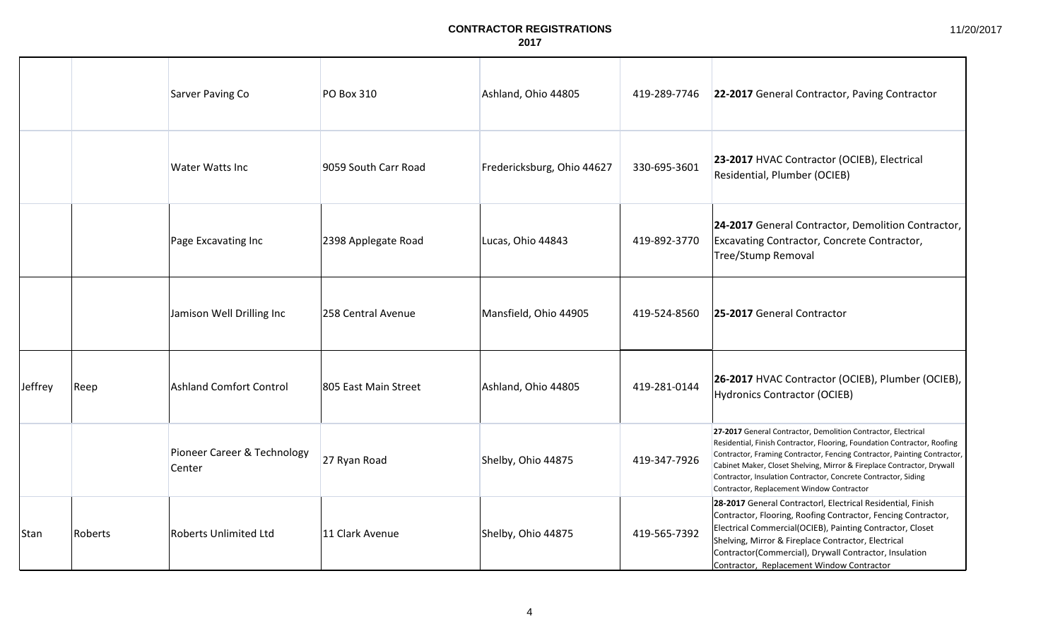# CONTRACTOR REGISTRATIONS
## 2017

|  |  |  |  |  |  |  |
|---|---|---|---|---|---|---|
|  |  | Sarver Paving Co | PO Box 310 | Ashland, Ohio 44805 | 419-289-7746 | **22-2017** General Contractor, Paving Contractor |
|  |  | Water Watts Inc | 9059 South Carr Road | Fredericksburg, Ohio 44627 | 330-695-3601 | **23-2017** HVAC Contractor (OCIEB), Electrical Residential, Plumber (OCIEB) |
|  |  | Page Excavating Inc | 2398 Applegate Road | Lucas, Ohio 44843 | 419-892-3770 | **24-2017** General Contractor, Demolition Contractor, Excavating Contractor, Concrete Contractor, Tree/Stump Removal |
|  |  | Jamison Well Drilling Inc | 258 Central Avenue | Mansfield, Ohio 44905 | 419-524-8560 | **25-2017** General Contractor |
| Jeffrey | Reep | Ashland Comfort Control | 805 East Main Street | Ashland, Ohio 44805 | 419-281-0144 | **26-2017** HVAC Contractor (OCIEB), Plumber (OCIEB), Hydronics Contractor (OCIEB) |
|  |  | Pioneer Career & Technology Center | 27 Ryan Road | Shelby, Ohio 44875 | 419-347-7926 | **27-2017** General Contractor, Demolition Contractor, Electrical Residential, Finish Contractor, Flooring, Foundation Contractor, Roofing Contractor, Framing Contractor, Fencing Contractor, Painting Contractor, Cabinet Maker, Closet Shelving, Mirror & Fireplace Contractor, Drywall Contractor, Insulation Contractor, Concrete Contractor, Siding Contractor, Replacement Window Contractor |
| Stan | Roberts | Roberts Unlimited Ltd | 11 Clark Avenue | Shelby, Ohio 44875 | 419-565-7392 | **28-2017** General Contractorl, Electrical Residential, Finish Contractor, Flooring, Roofing Contractor, Fencing Contractor, Electrical Commercial(OCIEB), Painting Contractor, Closet Shelving, Mirror & Fireplace Contractor, Electrical Contractor(Commercial), Drywall Contractor, Insulation Contractor, Replacement Window Contractor |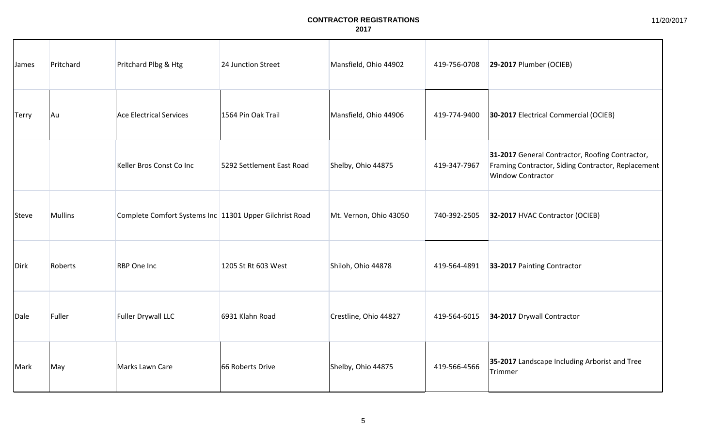# CONTRACTOR REGISTRATIONS
## 2017

| | | | | | | |
|---|---|---|---|---|---|---|
| James | Pritchard | Pritchard Plbg & Htg | 24 Junction Street | Mansfield, Ohio 44902 | 419-756-0708 | **29-2017** Plumber (OCIEB) |
| Terry | Au | Ace Electrical Services | 1564 Pin Oak Trail | Mansfield, Ohio 44906 | 419-774-9400 | **30-2017** Electrical Commercial (OCIEB) |
| | | Keller Bros Const Co Inc | 5292 Settlement East Road | Shelby, Ohio 44875 | 419-347-7967 | **31-2017** General Contractor, Roofing Contractor, Framing Contractor, Siding Contractor, Replacement Window Contractor |
| Steve | Mullins | Complete Comfort Systems Inc | 11301 Upper Gilchrist Road | Mt. Vernon, Ohio 43050 | 740-392-2505 | **32-2017** HVAC Contractor (OCIEB) |
| Dirk | Roberts | RBP One Inc | 1205 St Rt 603 West | Shiloh, Ohio 44878 | 419-564-4891 | **33-2017** Painting Contractor |
| Dale | Fuller | Fuller Drywall LLC | 6931 Klahn Road | Crestline, Ohio 44827 | 419-564-6015 | **34-2017** Drywall Contractor |
| Mark | May | Marks Lawn Care | 66 Roberts Drive | Shelby, Ohio 44875 | 419-566-4566 | **35-2017** Landscape Including Arborist and Tree Trimmer |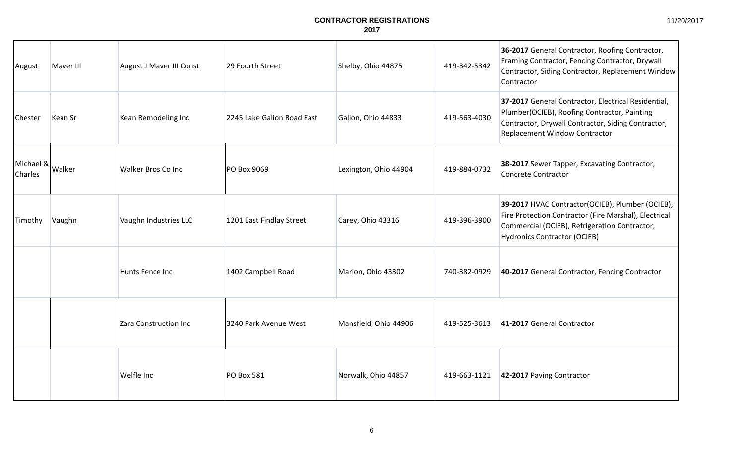# CONTRACTOR REGISTRATIONS
## 2017

| | | | | | | |
|---|---|---|---|---|---|---|
| August | Maver III | August J Maver III Const | 29 Fourth Street | Shelby, Ohio 44875 | 419-342-5342 | **36-2017** General Contractor, Roofing Contractor, Framing Contractor, Fencing Contractor, Drywall Contractor, Siding Contractor, Replacement Window Contractor |
| Chester | Kean Sr | Kean Remodeling Inc | 2245 Lake Galion Road East | Galion, Ohio 44833 | 419-563-4030 | **37-2017** General Contractor, Electrical Residential, Plumber(OCIEB), Roofing Contractor, Painting Contractor, Drywall Contractor, Siding Contractor, Replacement Window Contractor |
| Michael & Charles | Walker | Walker Bros Co Inc | PO Box 9069 | Lexington, Ohio 44904 | 419-884-0732 | **38-2017** Sewer Tapper, Excavating Contractor, Concrete Contractor |
| Timothy | Vaughn | Vaughn Industries LLC | 1201 East Findlay Street | Carey, Ohio 43316 | 419-396-3900 | **39-2017** HVAC Contractor(OCIEB), Plumber (OCIEB), Fire Protection Contractor (Fire Marshal), Electrical Commercial (OCIEB), Refrigeration Contractor, Hydronics Contractor (OCIEB) |
| | | Hunts Fence Inc | 1402 Campbell Road | Marion, Ohio 43302 | 740-382-0929 | **40-2017** General Contractor, Fencing Contractor |
| | | Zara Construction Inc | 3240 Park Avenue West | Mansfield, Ohio 44906 | 419-525-3613 | **41-2017** General Contractor |
| | | Welfle Inc | PO Box 581 | Norwalk, Ohio 44857 | 419-663-1121 | **42-2017** Paving Contractor |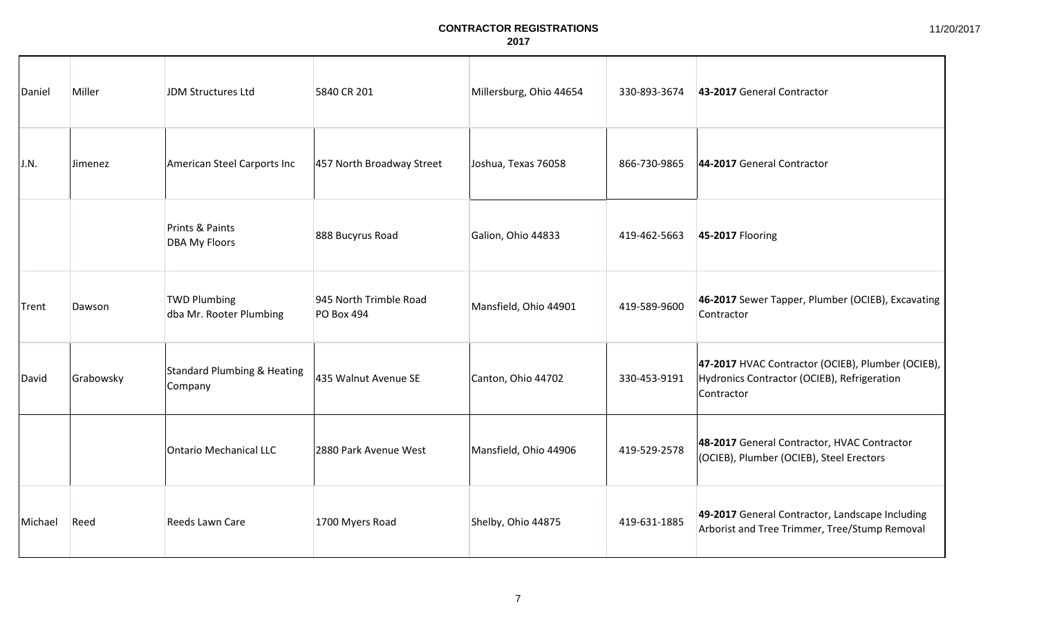**CONTRACTOR REGISTRATIONS**
**2017**

| | | | | | | |
|---|---|---|---|---|---|---|
| Daniel | Miller | JDM Structures Ltd | 5840 CR 201 | Millersburg, Ohio 44654 | 330-893-3674 | **43-2017** General Contractor |
| J.N. | Jimenez | American Steel Carports Inc | 457 North Broadway Street | Joshua, Texas 76058 | 866-730-9865 | **44-2017** General Contractor |
| | | Prints & Paints DBA My Floors | 888 Bucyrus Road | Galion, Ohio 44833 | 419-462-5663 | **45-2017** Flooring |
| Trent | Dawson | TWD Plumbing dba Mr. Rooter Plumbing | 945 North Trimble Road PO Box 494 | Mansfield, Ohio 44901 | 419-589-9600 | **46-2017** Sewer Tapper, Plumber (OCIEB), Excavating Contractor |
| David | Grabowsky | Standard Plumbing & Heating Company | 435 Walnut Avenue SE | Canton, Ohio 44702 | 330-453-9191 | **47-2017** HVAC Contractor (OCIEB), Plumber (OCIEB), Hydronics Contractor (OCIEB), Refrigeration Contractor |
| | | Ontario Mechanical LLC | 2880 Park Avenue West | Mansfield, Ohio 44906 | 419-529-2578 | **48-2017** General Contractor, HVAC Contractor (OCIEB), Plumber (OCIEB), Steel Erectors |
| Michael | Reed | Reeds Lawn Care | 1700 Myers Road | Shelby, Ohio 44875 | 419-631-1885 | **49-2017** General Contractor, Landscape Including Arborist and Tree Trimmer, Tree/Stump Removal |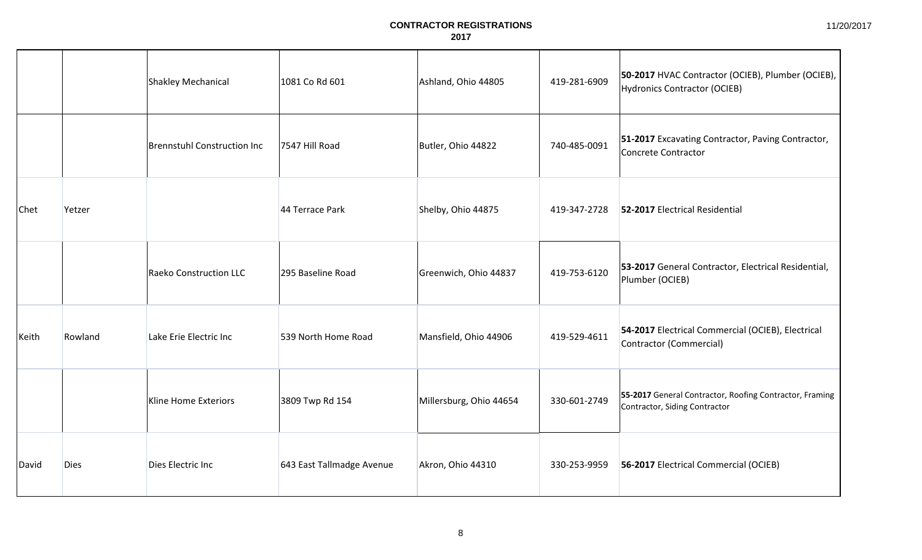# CONTRACTOR REGISTRATIONS
## 2017

| | | | | | | |
|---|---|---|---|---|---|---|
| | | Shakley Mechanical | 1081 Co Rd 601 | Ashland, Ohio 44805 | 419-281-6909 | **50-2017** HVAC Contractor (OCIEB), Plumber (OCIEB), Hydronics Contractor (OCIEB) |
| | | Brennstuhl Construction Inc | 7547 Hill Road | Butler, Ohio 44822 | 740-485-0091 | **51-2017** Excavating Contractor, Paving Contractor, Concrete Contractor |
| Chet | Yetzer | | 44 Terrace Park | Shelby, Ohio 44875 | 419-347-2728 | **52-2017** Electrical Residential |
| | | Raeko Construction LLC | 295 Baseline Road | Greenwich, Ohio 44837 | 419-753-6120 | **53-2017** General Contractor, Electrical Residential, Plumber (OCIEB) |
| Keith | Rowland | Lake Erie Electric Inc | 539 North Home Road | Mansfield, Ohio 44906 | 419-529-4611 | **54-2017** Electrical Commercial (OCIEB), Electrical Contractor (Commercial) |
| | | Kline Home Exteriors | 3809 Twp Rd 154 | Millersburg, Ohio 44654 | 330-601-2749 | **55-2017** General Contractor, Roofing Contractor, Framing Contractor, Siding Contractor |
| David | Dies | Dies Electric Inc | 643 East Tallmadge Avenue | Akron, Ohio 44310 | 330-253-9959 | **56-2017** Electrical Commercial (OCIEB) |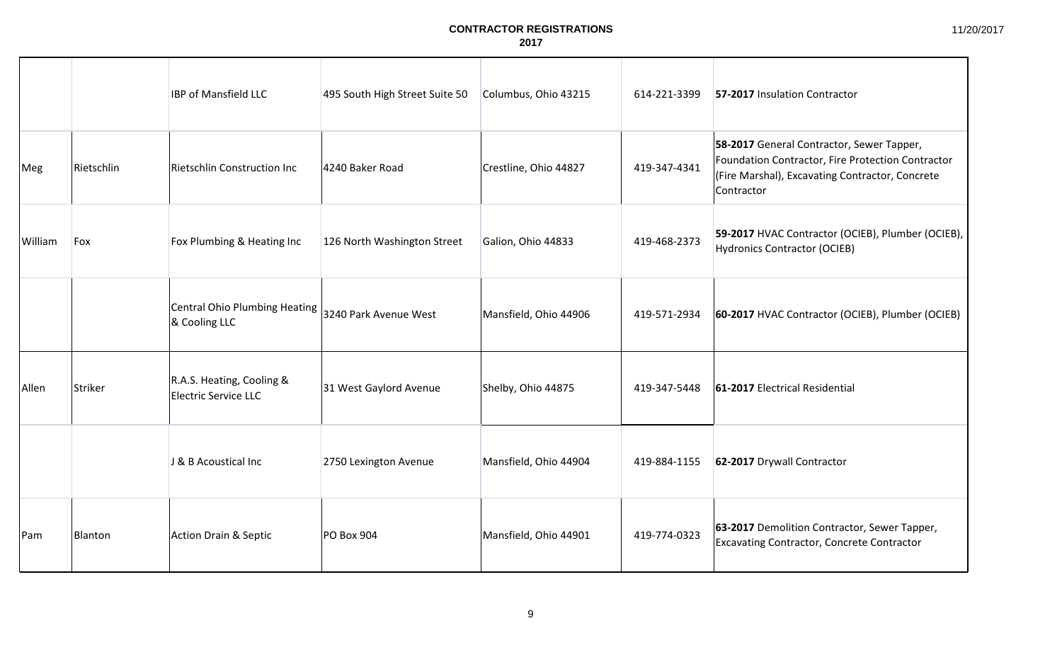# CONTRACTOR REGISTRATIONS
## 2017

| | | | | | | |
|---|---|---|---|---|---|---|
| | | IBP of Mansfield LLC | 495 South High Street Suite 50 | Columbus, Ohio 43215 | 614-221-3399 | **57-2017** Insulation Contractor |
| Meg | Rietschlin | Rietschlin Construction Inc | 4240 Baker Road | Crestline, Ohio 44827 | 419-347-4341 | **58-2017** General Contractor, Sewer Tapper, Foundation Contractor, Fire Protection Contractor (Fire Marshal), Excavating Contractor, Concrete Contractor |
| William | Fox | Fox Plumbing & Heating Inc | 126 North Washington Street | Galion, Ohio 44833 | 419-468-2373 | **59-2017** HVAC Contractor (OCIEB), Plumber (OCIEB), Hydronics Contractor (OCIEB) |
| | | Central Ohio Plumbing Heating & Cooling LLC | 3240 Park Avenue West | Mansfield, Ohio 44906 | 419-571-2934 | **60-2017** HVAC Contractor (OCIEB), Plumber (OCIEB) |
| Allen | Striker | R.A.S. Heating, Cooling & Electric Service LLC | 31 West Gaylord Avenue | Shelby, Ohio 44875 | 419-347-5448 | **61-2017** Electrical Residential |
| | | J & B Acoustical Inc | 2750 Lexington Avenue | Mansfield, Ohio 44904 | 419-884-1155 | **62-2017** Drywall Contractor |
| Pam | Blanton | Action Drain & Septic | PO Box 904 | Mansfield, Ohio 44901 | 419-774-0323 | **63-2017** Demolition Contractor, Sewer Tapper, Excavating Contractor, Concrete Contractor |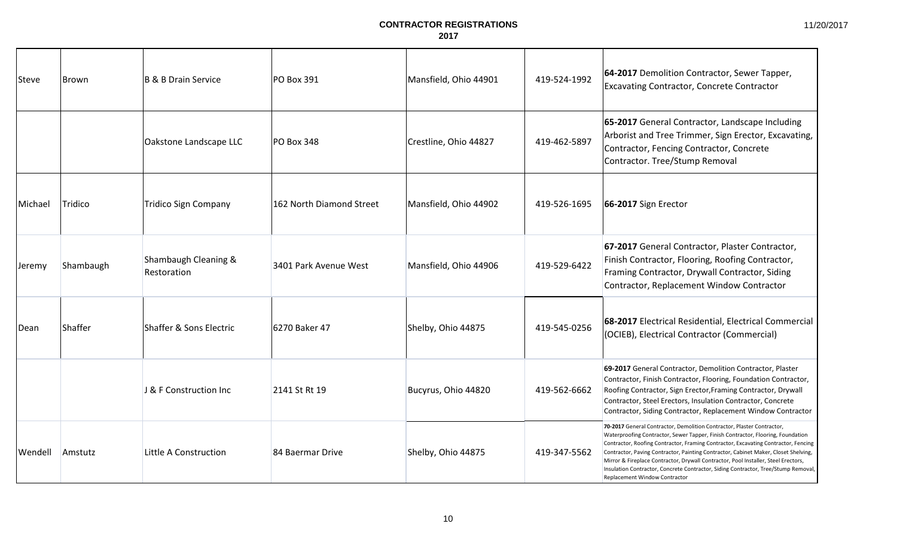# CONTRACTOR REGISTRATIONS
## 2017

| | | | | | | |
|---|---|---|---|---|---|---|
| Steve | Brown | B & B Drain Service | PO Box 391 | Mansfield, Ohio 44901 | 419-524-1992 | **64-2017** Demolition Contractor, Sewer Tapper, Excavating Contractor, Concrete Contractor |
| | | Oakstone Landscape LLC | PO Box 348 | Crestline, Ohio 44827 | 419-462-5897 | **65-2017** General Contractor, Landscape Including Arborist and Tree Trimmer, Sign Erector, Excavating, Contractor, Fencing Contractor, Concrete Contractor. Tree/Stump Removal |
| Michael | Tridico | Tridico Sign Company | 162 North Diamond Street | Mansfield, Ohio 44902 | 419-526-1695 | **66-2017** Sign Erector |
| Jeremy | Shambaugh | Shambaugh Cleaning & Restoration | 3401 Park Avenue West | Mansfield, Ohio 44906 | 419-529-6422 | **67-2017** General Contractor, Plaster Contractor, Finish Contractor, Flooring, Roofing Contractor, Framing Contractor, Drywall Contractor, Siding Contractor, Replacement Window Contractor |
| Dean | Shaffer | Shaffer & Sons Electric | 6270 Baker 47 | Shelby, Ohio 44875 | 419-545-0256 | **68-2017** Electrical Residential, Electrical Commercial (OCIEB), Electrical Contractor (Commercial) |
| | | J & F Construction Inc | 2141 St Rt 19 | Bucyrus, Ohio 44820 | 419-562-6662 | **69-2017** General Contractor, Demolition Contractor, Plaster Contractor, Finish Contractor, Flooring, Foundation Contractor, Roofing Contractor, Sign Erector,Framing Contractor, Drywall Contractor, Steel Erectors, Insulation Contractor, Concrete Contractor, Siding Contractor, Replacement Window Contractor |
| Wendell | Amstutz | Little A Construction | 84 Baermar Drive | Shelby, Ohio 44875 | 419-347-5562 | **70-2017** General Contractor, Demolition Contractor, Plaster Contractor, Waterproofing Contractor, Sewer Tapper, Finish Contractor, Flooring, Foundation Contractor, Roofing Contractor, Framing Contractor, Excavating Contractor, Fencing Contractor, Paving Contractor, Painting Contractor, Cabinet Maker, Closet Shelving, Mirror & Fireplace Contractor, Drywall Contractor, Pool Installer, Steel Erectors, Insulation Contractor, Concrete Contractor, Siding Contractor, Tree/Stump Removal, Replacement Window Contractor |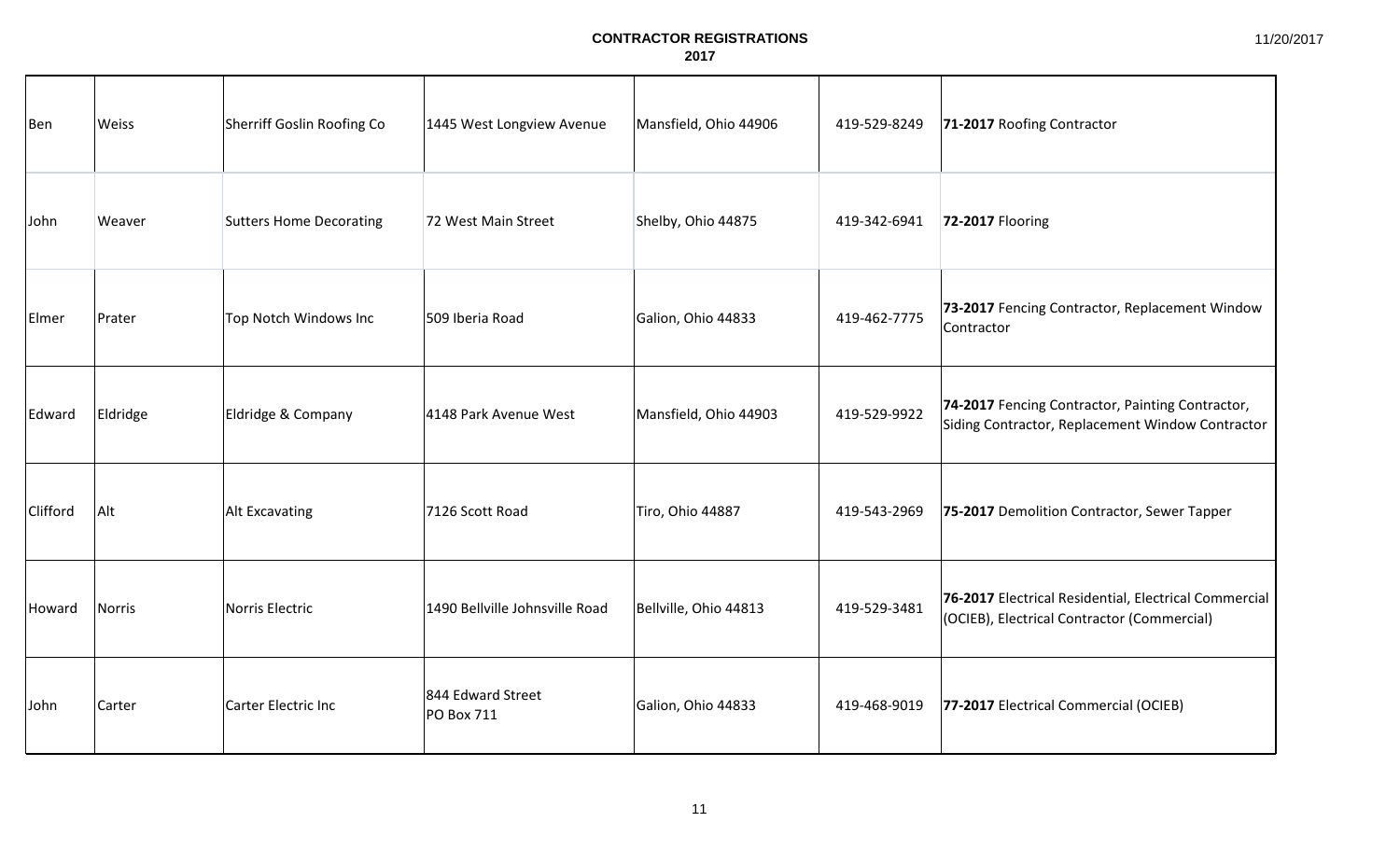# CONTRACTOR REGISTRATIONS
## 2017

| | | | | | | |
|---|---|---|---|---|---|---|
| Ben | Weiss | Sherriff Goslin Roofing Co | 1445 West Longview Avenue | Mansfield, Ohio 44906 | 419-529-8249 | **71-2017** Roofing Contractor |
| John | Weaver | Sutters Home Decorating | 72 West Main Street | Shelby, Ohio 44875 | 419-342-6941 | **72-2017** Flooring |
| Elmer | Prater | Top Notch Windows Inc | 509 Iberia Road | Galion, Ohio 44833 | 419-462-7775 | **73-2017** Fencing Contractor, Replacement Window Contractor |
| Edward | Eldridge | Eldridge & Company | 4148 Park Avenue West | Mansfield, Ohio 44903 | 419-529-9922 | **74-2017** Fencing Contractor, Painting Contractor, Siding Contractor, Replacement Window Contractor |
| Clifford | Alt | Alt Excavating | 7126 Scott Road | Tiro, Ohio 44887 | 419-543-2969 | **75-2017** Demolition Contractor, Sewer Tapper |
| Howard | Norris | Norris Electric | 1490 Bellville Johnsville Road | Bellville, Ohio 44813 | 419-529-3481 | **76-2017** Electrical Residential, Electrical Commercial (OCIEB), Electrical Contractor (Commercial) |
| John | Carter | Carter Electric Inc | 844 Edward Street PO Box 711 | Galion, Ohio 44833 | 419-468-9019 | **77-2017** Electrical Commercial (OCIEB) |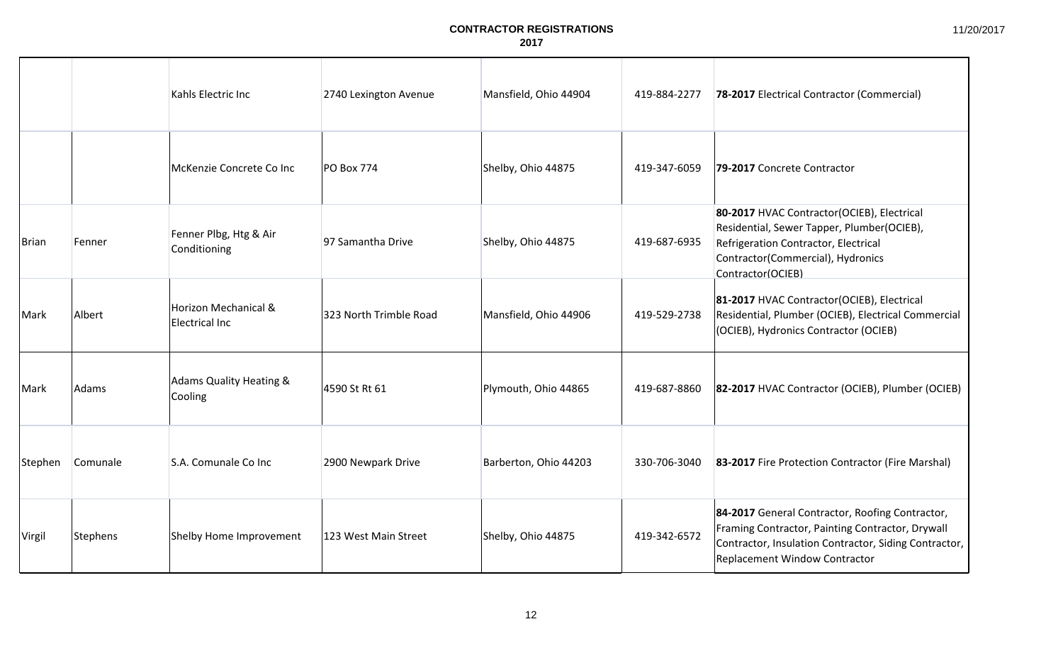**CONTRACTOR REGISTRATIONS**
**2017**

11/20/2017

| | | | | | | |
|---|---|---|---|---|---|---|
| | | Kahls Electric Inc | 2740 Lexington Avenue | Mansfield, Ohio 44904 | 419-884-2277 | **78-2017** Electrical Contractor (Commercial) |
| | | McKenzie Concrete Co Inc | PO Box 774 | Shelby, Ohio 44875 | 419-347-6059 | **79-2017** Concrete Contractor |
| Brian | Fenner | Fenner Plbg, Htg & Air Conditioning | 97 Samantha Drive | Shelby, Ohio 44875 | 419-687-6935 | **80-2017** HVAC Contractor(OCIEB), Electrical Residential, Sewer Tapper, Plumber(OCIEB), Refrigeration Contractor, Electrical Contractor(Commercial), Hydronics Contractor(OCIEB) |
| Mark | Albert | Horizon Mechanical & Electrical Inc | 323 North Trimble Road | Mansfield, Ohio 44906 | 419-529-2738 | **81-2017** HVAC Contractor(OCIEB), Electrical Residential, Plumber (OCIEB), Electrical Commercial (OCIEB), Hydronics Contractor (OCIEB) |
| Mark | Adams | Adams Quality Heating & Cooling | 4590 St Rt 61 | Plymouth, Ohio 44865 | 419-687-8860 | **82-2017** HVAC Contractor (OCIEB), Plumber (OCIEB) |
| Stephen | Comunale | S.A. Comunale Co Inc | 2900 Newpark Drive | Barberton, Ohio 44203 | 330-706-3040 | **83-2017** Fire Protection Contractor (Fire Marshal) |
| Virgil | Stephens | Shelby Home Improvement | 123 West Main Street | Shelby, Ohio 44875 | 419-342-6572 | **84-2017** General Contractor, Roofing Contractor, Framing Contractor, Painting Contractor, Drywall Contractor, Insulation Contractor, Siding Contractor, Replacement Window Contractor |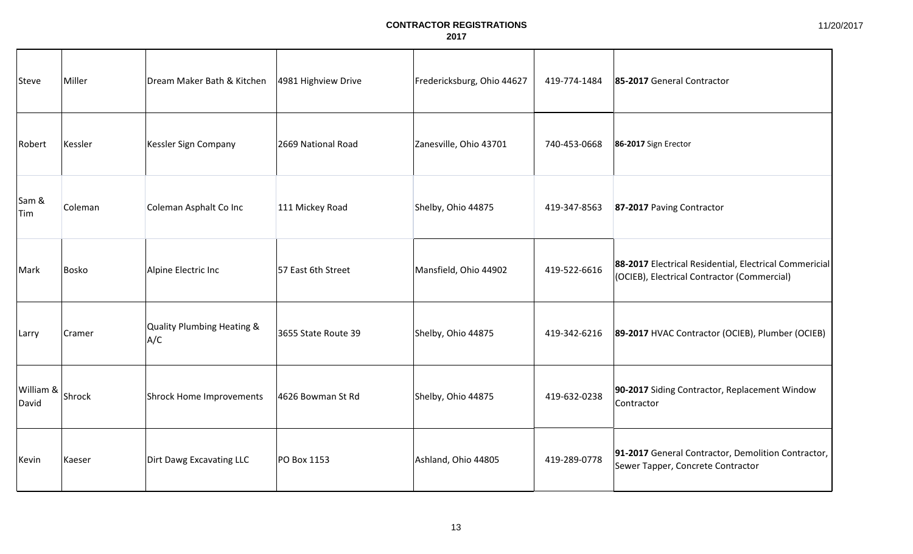# CONTRACTOR REGISTRATIONS

## 2017

| | | | | | | |
|---|---|---|---|---|---|---|
| Steve | Miller | Dream Maker Bath & Kitchen | 4981 Highview Drive | Fredericksburg, Ohio 44627 | 419-774-1484 | **85-2017** General Contractor |
| Robert | Kessler | Kessler Sign Company | 2669 National Road | Zanesville, Ohio 43701 | 740-453-0668 | **86-2017** Sign Erector |
| Sam & Tim | Coleman | Coleman Asphalt Co Inc | 111 Mickey Road | Shelby, Ohio 44875 | 419-347-8563 | **87-2017** Paving Contractor |
| Mark | Bosko | Alpine Electric Inc | 57 East 6th Street | Mansfield, Ohio 44902 | 419-522-6616 | **88-2017** Electrical Residential, Electrical Commericial (OCIEB), Electrical Contractor (Commercial) |
| Larry | Cramer | Quality Plumbing Heating & A/C | 3655 State Route 39 | Shelby, Ohio 44875 | 419-342-6216 | **89-2017** HVAC Contractor (OCIEB), Plumber (OCIEB) |
| William & David | Shrock | Shrock Home Improvements | 4626 Bowman St Rd | Shelby, Ohio 44875 | 419-632-0238 | **90-2017** Siding Contractor, Replacement Window Contractor |
| Kevin | Kaeser | Dirt Dawg Excavating LLC | PO Box 1153 | Ashland, Ohio 44805 | 419-289-0778 | **91-2017** General Contractor, Demolition Contractor, Sewer Tapper, Concrete Contractor |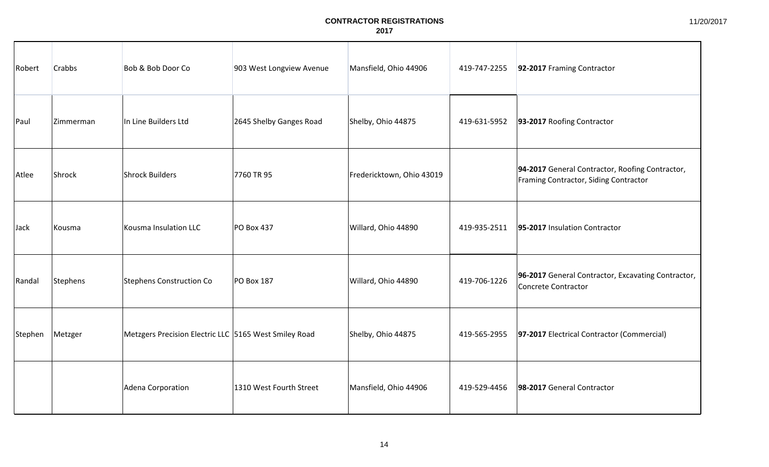# CONTRACTOR REGISTRATIONS
## 2017

| | | | | | | |
|---|---|---|---|---|---|---|
| Robert | Crabbs | Bob & Bob Door Co | 903 West Longview Avenue | Mansfield, Ohio 44906 | 419-747-2255 | **92-2017** Framing Contractor |
| Paul | Zimmerman | In Line Builders Ltd | 2645 Shelby Ganges Road | Shelby, Ohio 44875 | 419-631-5952 | **93-2017** Roofing Contractor |
| Atlee | Shrock | Shrock Builders | 7760 TR 95 | Fredericktown, Ohio 43019 | | **94-2017** General Contractor, Roofing Contractor, Framing Contractor, Siding Contractor |
| Jack | Kousma | Kousma Insulation LLC | PO Box 437 | Willard, Ohio 44890 | 419-935-2511 | **95-2017** Insulation Contractor |
| Randal | Stephens | Stephens Construction Co | PO Box 187 | Willard, Ohio 44890 | 419-706-1226 | **96-2017** General Contractor, Excavating Contractor, Concrete Contractor |
| Stephen | Metzger | Metzgers Precision Electric LLC | 5165 West Smiley Road | Shelby, Ohio 44875 | 419-565-2955 | **97-2017** Electrical Contractor (Commercial) |
| | | Adena Corporation | 1310 West Fourth Street | Mansfield, Ohio 44906 | 419-529-4456 | **98-2017** General Contractor |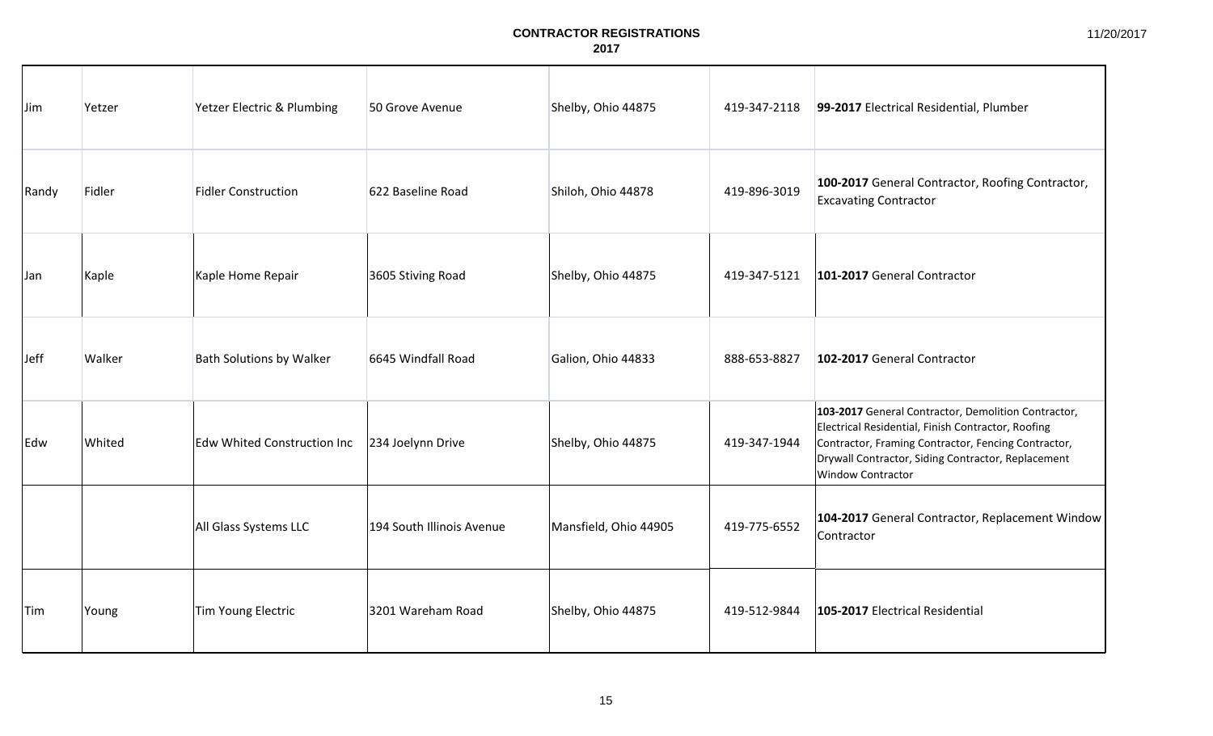**CONTRACTOR REGISTRATIONS**
**2017**

11/20/2017

| | | | | | | |
|---|---|---|---|---|---|---|
| Jim | Yetzer | Yetzer Electric & Plumbing | 50 Grove Avenue | Shelby, Ohio 44875 | 419-347-2118 | **99-2017** Electrical Residential, Plumber |
| Randy | Fidler | Fidler Construction | 622 Baseline Road | Shiloh, Ohio 44878 | 419-896-3019 | **100-2017** General Contractor, Roofing Contractor, Excavating Contractor |
| Jan | Kaple | Kaple Home Repair | 3605 Stiving Road | Shelby, Ohio 44875 | 419-347-5121 | **101-2017** General Contractor |
| Jeff | Walker | Bath Solutions by Walker | 6645 Windfall Road | Galion, Ohio 44833 | 888-653-8827 | **102-2017** General Contractor |
| Edw | Whited | Edw Whited Construction Inc | 234 Joelynn Drive | Shelby, Ohio 44875 | 419-347-1944 | **103-2017** General Contractor, Demolition Contractor, Electrical Residential, Finish Contractor, Roofing Contractor, Framing Contractor, Fencing Contractor, Drywall Contractor, Siding Contractor, Replacement Window Contractor |
| | | All Glass Systems LLC | 194 South Illinois Avenue | Mansfield, Ohio 44905 | 419-775-6552 | **104-2017** General Contractor, Replacement Window Contractor |
| Tim | Young | Tim Young Electric | 3201 Wareham Road | Shelby, Ohio 44875 | 419-512-9844 | **105-2017** Electrical Residential |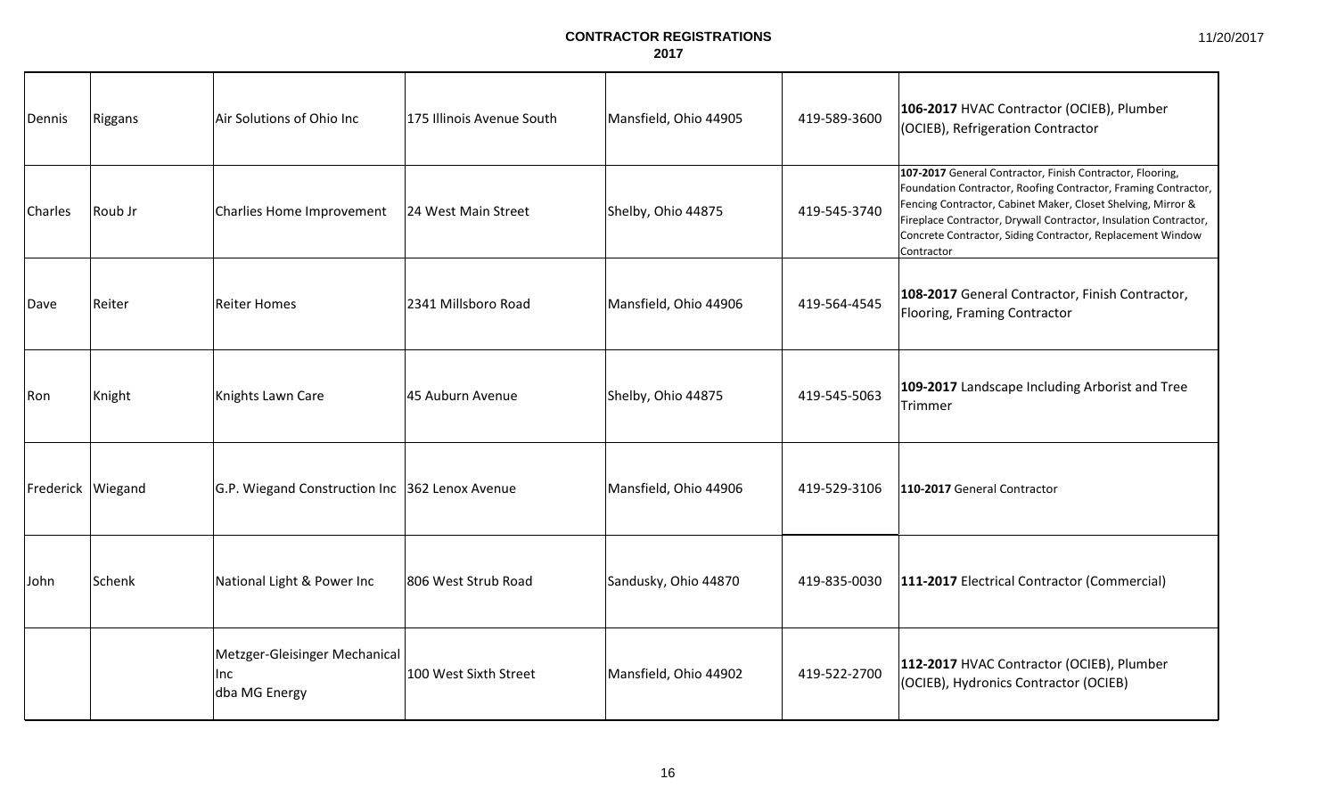# CONTRACTOR REGISTRATIONS
## 2017

| | | | | | | |
|---|---|---|---|---|---|---|
| Dennis | Riggans | Air Solutions of Ohio Inc | 175 Illinois Avenue South | Mansfield, Ohio 44905 | 419-589-3600 | **106-2017** HVAC Contractor (OCIEB), Plumber (OCIEB), Refrigeration Contractor |
| Charles | Roub Jr | Charlies Home Improvement | 24 West Main Street | Shelby, Ohio 44875 | 419-545-3740 | **107-2017** General Contractor, Finish Contractor, Flooring, Foundation Contractor, Roofing Contractor, Framing Contractor, Fencing Contractor, Cabinet Maker, Closet Shelving, Mirror & Fireplace Contractor, Drywall Contractor, Insulation Contractor, Concrete Contractor, Siding Contractor, Replacement Window Contractor |
| Dave | Reiter | Reiter Homes | 2341 Millsboro Road | Mansfield, Ohio 44906 | 419-564-4545 | **108-2017** General Contractor, Finish Contractor, Flooring, Framing Contractor |
| Ron | Knight | Knights Lawn Care | 45 Auburn Avenue | Shelby, Ohio 44875 | 419-545-5063 | **109-2017** Landscape Including Arborist and Tree Trimmer |
| Frederick | Wiegand | G.P. Wiegand Construction Inc | 362 Lenox Avenue | Mansfield, Ohio 44906 | 419-529-3106 | **110-2017** General Contractor |
| John | Schenk | National Light & Power Inc | 806 West Strub Road | Sandusky, Ohio 44870 | 419-835-0030 | **111-2017** Electrical Contractor (Commercial) |
| | | Metzger-Gleisinger Mechanical Inc dba MG Energy | 100 West Sixth Street | Mansfield, Ohio 44902 | 419-522-2700 | **112-2017** HVAC Contractor (OCIEB), Plumber (OCIEB), Hydronics Contractor (OCIEB) |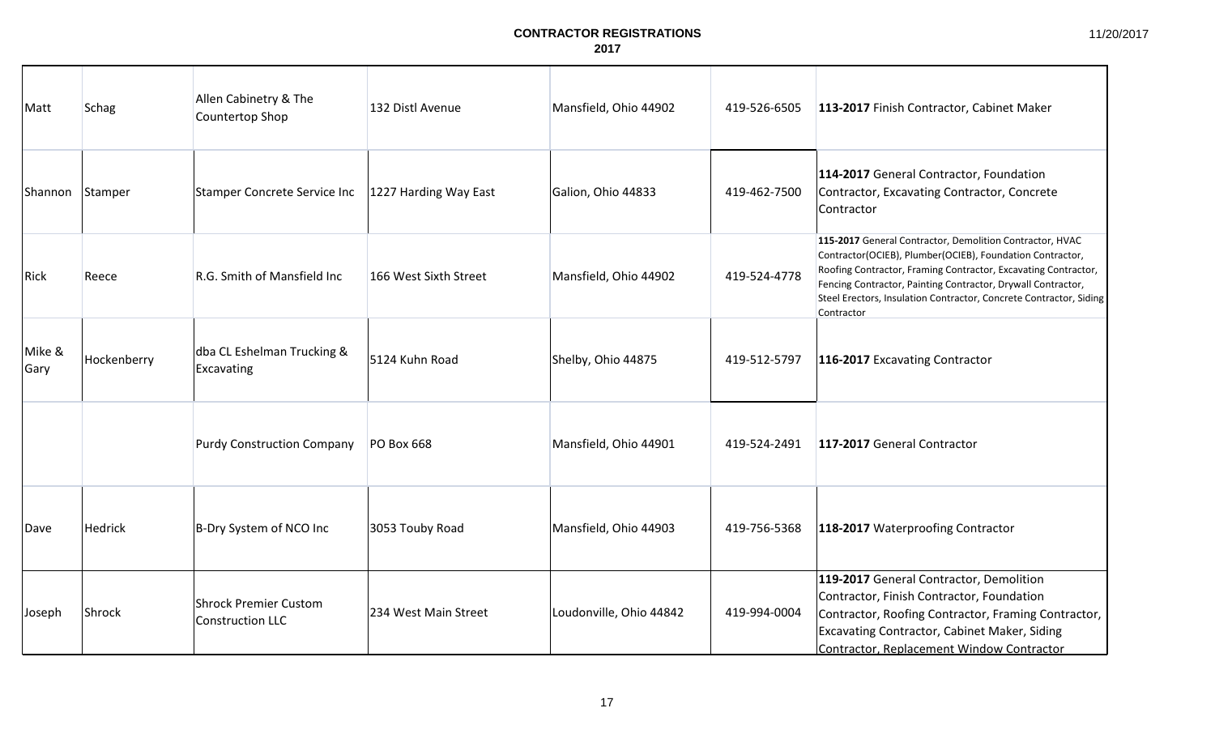# CONTRACTOR REGISTRATIONS
## 2017

| First Name | Last Name | Company | Address | City, State, Zip | Phone | Registration |
|---|---|---|---|---|---|---|
| Matt | Schag | Allen Cabinetry & The Countertop Shop | 132 Distl Avenue | Mansfield, Ohio 44902 | 419-526-6505 | **113-2017** Finish Contractor, Cabinet Maker |
| Shannon | Stamper | Stamper Concrete Service Inc | 1227 Harding Way East | Galion, Ohio 44833 | 419-462-7500 | **114-2017** General Contractor, Foundation Contractor, Excavating Contractor, Concrete Contractor |
| Rick | Reece | R.G. Smith of Mansfield Inc | 166 West Sixth Street | Mansfield, Ohio 44902 | 419-524-4778 | **115-2017** General Contractor, Demolition Contractor, HVAC Contractor(OCIEB), Plumber(OCIEB), Foundation Contractor, Roofing Contractor, Framing Contractor, Excavating Contractor, Fencing Contractor, Painting Contractor, Drywall Contractor, Steel Erectors, Insulation Contractor, Concrete Contractor, Siding Contractor |
| Mike & Gary | Hockenberry | dba CL Eshelman Trucking & Excavating | 5124 Kuhn Road | Shelby, Ohio 44875 | 419-512-5797 | **116-2017** Excavating Contractor |
| | | Purdy Construction Company | PO Box 668 | Mansfield, Ohio 44901 | 419-524-2491 | **117-2017** General Contractor |
| Dave | Hedrick | B-Dry System of NCO Inc | 3053 Touby Road | Mansfield, Ohio 44903 | 419-756-5368 | **118-2017** Waterproofing Contractor |
| Joseph | Shrock | Shrock Premier Custom Construction LLC | 234 West Main Street | Loudonville, Ohio 44842 | 419-994-0004 | **119-2017** General Contractor, Demolition Contractor, Finish Contractor, Foundation Contractor, Roofing Contractor, Framing Contractor, Excavating Contractor, Cabinet Maker, Siding Contractor, Replacement Window Contractor |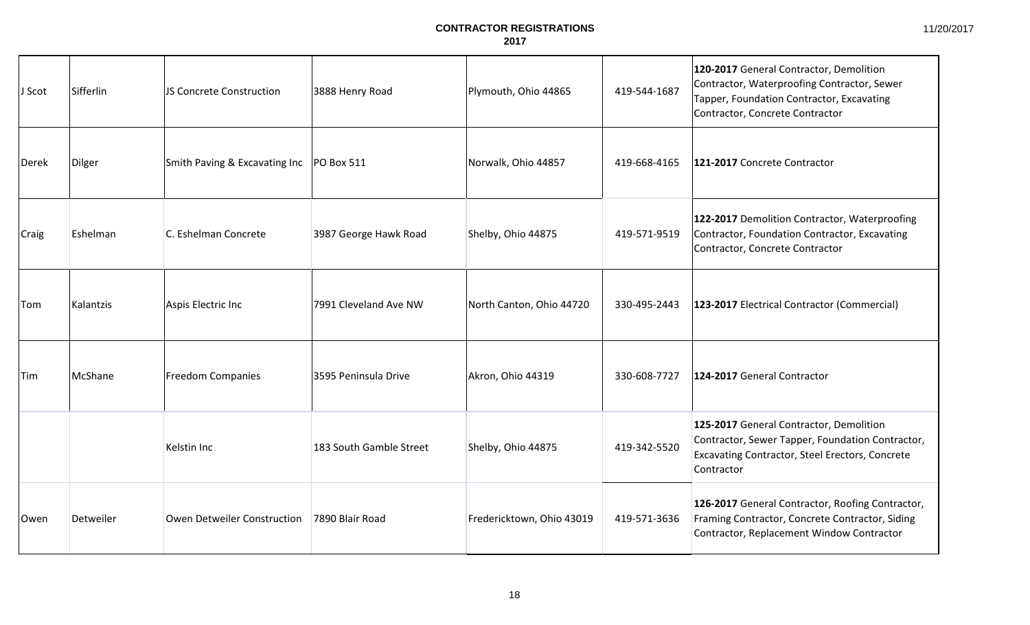**CONTRACTOR REGISTRATIONS**
**2017**

| | | | | | | |
|---|---|---|---|---|---|---|
| J Scot | Sifferlin | JS Concrete Construction | 3888 Henry Road | Plymouth, Ohio 44865 | 419-544-1687 | **120-2017** General Contractor, Demolition Contractor, Waterproofing Contractor, Sewer Tapper, Foundation Contractor, Excavating Contractor, Concrete Contractor |
| Derek | Dilger | Smith Paving & Excavating Inc | PO Box 511 | Norwalk, Ohio 44857 | 419-668-4165 | **121-2017** Concrete Contractor |
| Craig | Eshelman | C. Eshelman Concrete | 3987 George Hawk Road | Shelby, Ohio 44875 | 419-571-9519 | **122-2017** Demolition Contractor, Waterproofing Contractor, Foundation Contractor, Excavating Contractor, Concrete Contractor |
| Tom | Kalantzis | Aspis Electric Inc | 7991 Cleveland Ave NW | North Canton, Ohio 44720 | 330-495-2443 | **123-2017** Electrical Contractor (Commercial) |
| Tim | McShane | Freedom Companies | 3595 Peninsula Drive | Akron, Ohio 44319 | 330-608-7727 | **124-2017** General Contractor |
| | | Kelstin Inc | 183 South Gamble Street | Shelby, Ohio 44875 | 419-342-5520 | **125-2017** General Contractor, Demolition Contractor, Sewer Tapper, Foundation Contractor, Excavating Contractor, Steel Erectors, Concrete Contractor |
| Owen | Detweiler | Owen Detweiler Construction | 7890 Blair Road | Fredericktown, Ohio 43019 | 419-571-3636 | **126-2017** General Contractor, Roofing Contractor, Framing Contractor, Concrete Contractor, Siding Contractor, Replacement Window Contractor |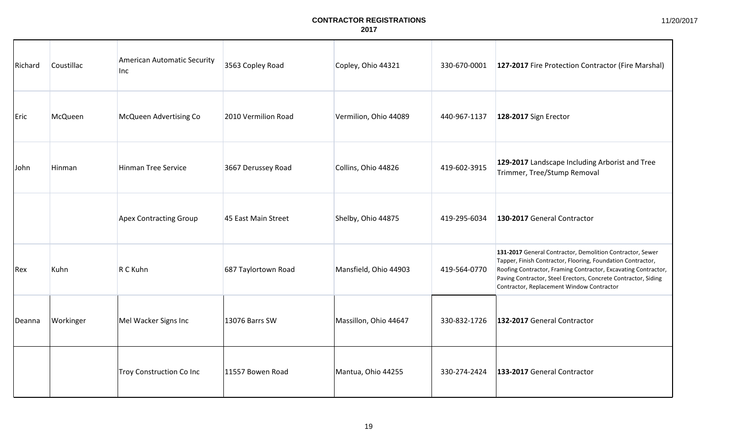**CONTRACTOR REGISTRATIONS**
**2017**

11/20/2017

| | | | | | | |
|---|---|---|---|---|---|---|
| Richard | Coustillac | American Automatic Security Inc | 3563 Copley Road | Copley, Ohio 44321 | 330-670-0001 | **127-2017** Fire Protection Contractor (Fire Marshal) |
| Eric | McQueen | McQueen Advertising Co | 2010 Vermilion Road | Vermilion, Ohio 44089 | 440-967-1137 | **128-2017** Sign Erector |
| John | Hinman | Hinman Tree Service | 3667 Derussey Road | Collins, Ohio 44826 | 419-602-3915 | **129-2017** Landscape Including Arborist and Tree Trimmer, Tree/Stump Removal |
| | | Apex Contracting Group | 45 East Main Street | Shelby, Ohio 44875 | 419-295-6034 | **130-2017** General Contractor |
| Rex | Kuhn | R C Kuhn | 687 Taylortown Road | Mansfield, Ohio 44903 | 419-564-0770 | **131-2017** General Contractor, Demolition Contractor, Sewer Tapper, Finish Contractor, Flooring, Foundation Contractor, Roofing Contractor, Framing Contractor, Excavating Contractor, Paving Contractor, Steel Erectors, Concrete Contractor, Siding Contractor, Replacement Window Contractor |
| Deanna | Workinger | Mel Wacker Signs Inc | 13076 Barrs SW | Massillon, Ohio 44647 | 330-832-1726 | **132-2017** General Contractor |
| | | Troy Construction Co Inc | 11557 Bowen Road | Mantua, Ohio 44255 | 330-274-2424 | **133-2017** General Contractor |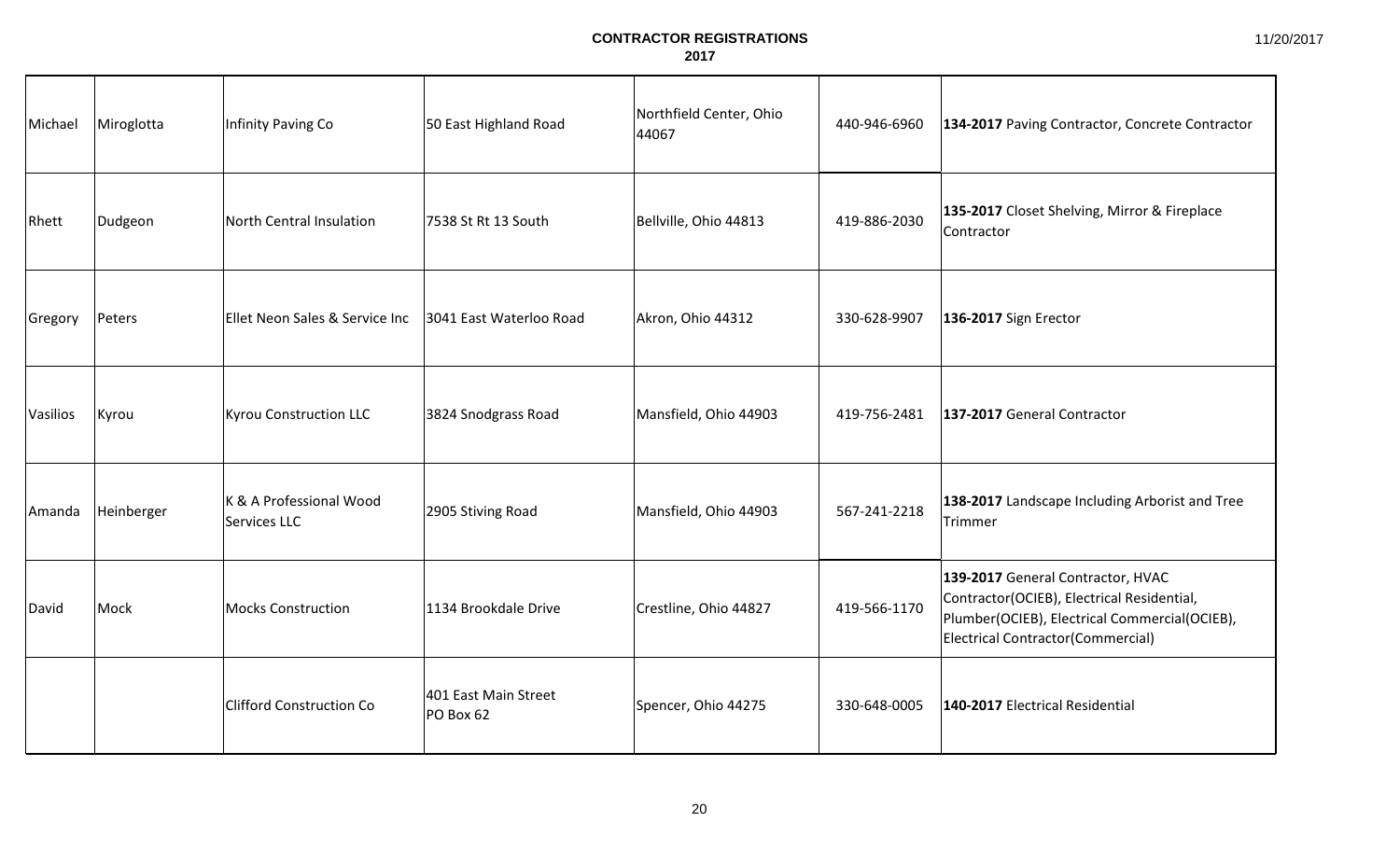# CONTRACTOR REGISTRATIONS
## 2017

| | | | | | | |
|---|---|---|---|---|---|---|
| Michael | Miroglotta | Infinity Paving Co | 50 East Highland Road | Northfield Center, Ohio 44067 | 440-946-6960 | **134-2017** Paving Contractor, Concrete Contractor |
| Rhett | Dudgeon | North Central Insulation | 7538 St Rt 13 South | Bellville, Ohio 44813 | 419-886-2030 | **135-2017** Closet Shelving, Mirror & Fireplace Contractor |
| Gregory | Peters | Ellet Neon Sales & Service Inc | 3041 East Waterloo Road | Akron, Ohio 44312 | 330-628-9907 | **136-2017** Sign Erector |
| Vasilios | Kyrou | Kyrou Construction LLC | 3824 Snodgrass Road | Mansfield, Ohio 44903 | 419-756-2481 | **137-2017** General Contractor |
| Amanda | Heinberger | K & A Professional Wood Services LLC | 2905 Stiving Road | Mansfield, Ohio 44903 | 567-241-2218 | **138-2017** Landscape Including Arborist and Tree Trimmer |
| David | Mock | Mocks Construction | 1134 Brookdale Drive | Crestline, Ohio 44827 | 419-566-1170 | **139-2017** General Contractor, HVAC Contractor(OCIEB), Electrical Residential, Plumber(OCIEB), Electrical Commercial(OCIEB), Electrical Contractor(Commercial) |
| | | Clifford Construction Co | 401 East Main Street PO Box 62 | Spencer, Ohio 44275 | 330-648-0005 | **140-2017** Electrical Residential |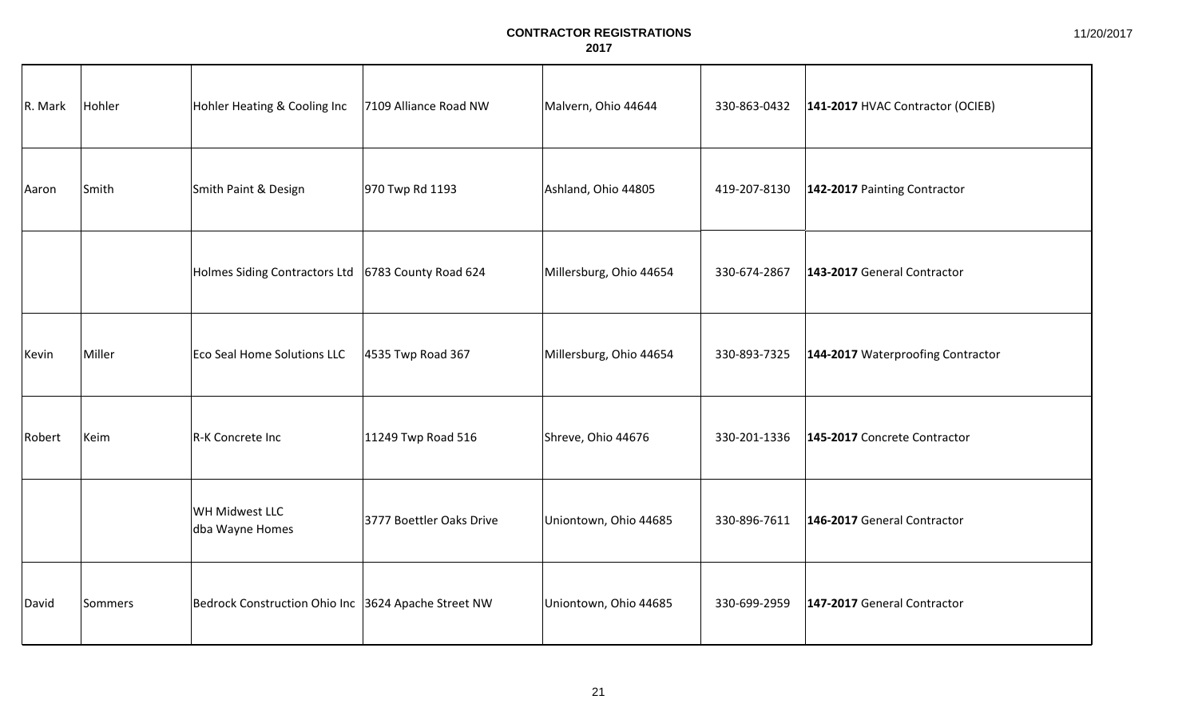**CONTRACTOR REGISTRATIONS**
**2017**

11/20/2017

| | | | | | | |
|---|---|---|---|---|---|---|
| R. Mark | Hohler | Hohler Heating & Cooling Inc | 7109 Alliance Road NW | Malvern, Ohio 44644 | 330-863-0432 | **141-2017** HVAC Contractor (OCIEB) |
| Aaron | Smith | Smith Paint & Design | 970 Twp Rd 1193 | Ashland, Ohio 44805 | 419-207-8130 | **142-2017** Painting Contractor |
| | | Holmes Siding Contractors Ltd | 6783 County Road 624 | Millersburg, Ohio 44654 | 330-674-2867 | **143-2017** General Contractor |
| Kevin | Miller | Eco Seal Home Solutions LLC | 4535 Twp Road 367 | Millersburg, Ohio 44654 | 330-893-7325 | **144-2017** Waterproofing Contractor |
| Robert | Keim | R-K Concrete Inc | 11249 Twp Road 516 | Shreve, Ohio 44676 | 330-201-1336 | **145-2017** Concrete Contractor |
| | | WH Midwest LLC dba Wayne Homes | 3777 Boettler Oaks Drive | Uniontown, Ohio 44685 | 330-896-7611 | **146-2017** General Contractor |
| David | Sommers | Bedrock Construction Ohio Inc | 3624 Apache Street NW | Uniontown, Ohio 44685 | 330-699-2959 | **147-2017** General Contractor |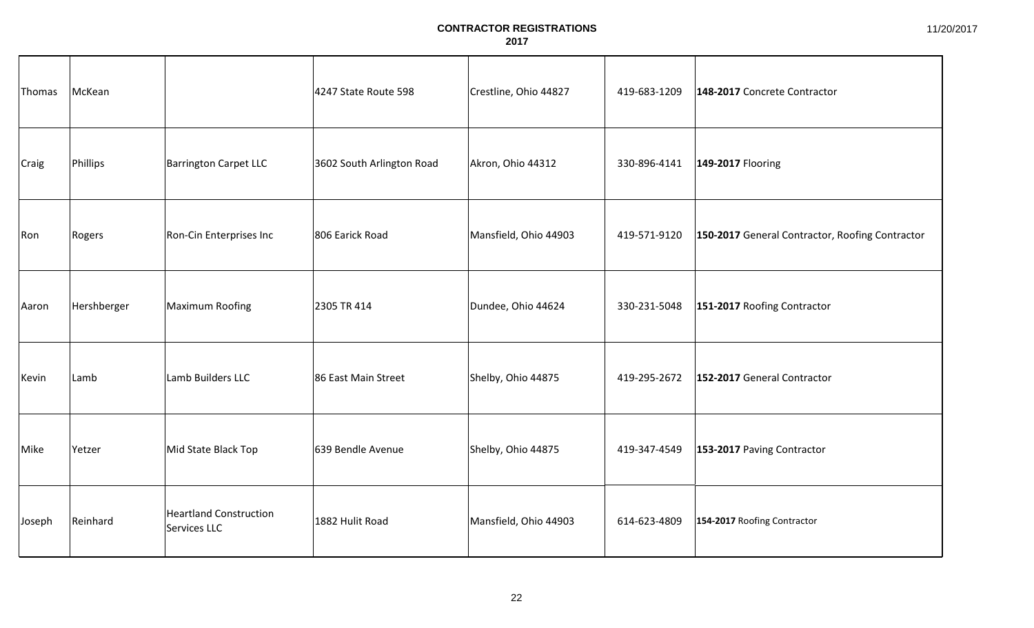# CONTRACTOR REGISTRATIONS
## 2017

| | | | | | | |
|---|---|---|---|---|---|---|
| Thomas | McKean | | 4247 State Route 598 | Crestline, Ohio 44827 | 419-683-1209 | **148-2017** Concrete Contractor |
| Craig | Phillips | Barrington Carpet LLC | 3602 South Arlington Road | Akron, Ohio 44312 | 330-896-4141 | **149-2017** Flooring |
| Ron | Rogers | Ron-Cin Enterprises Inc | 806 Earick Road | Mansfield, Ohio 44903 | 419-571-9120 | **150-2017** General Contractor, Roofing Contractor |
| Aaron | Hershberger | Maximum Roofing | 2305 TR 414 | Dundee, Ohio 44624 | 330-231-5048 | **151-2017** Roofing Contractor |
| Kevin | Lamb | Lamb Builders LLC | 86 East Main Street | Shelby, Ohio 44875 | 419-295-2672 | **152-2017** General Contractor |
| Mike | Yetzer | Mid State Black Top | 639 Bendle Avenue | Shelby, Ohio 44875 | 419-347-4549 | **153-2017** Paving Contractor |
| Joseph | Reinhard | Heartland Construction Services LLC | 1882 Hulit Road | Mansfield, Ohio 44903 | 614-623-4809 | **154-2017** Roofing Contractor |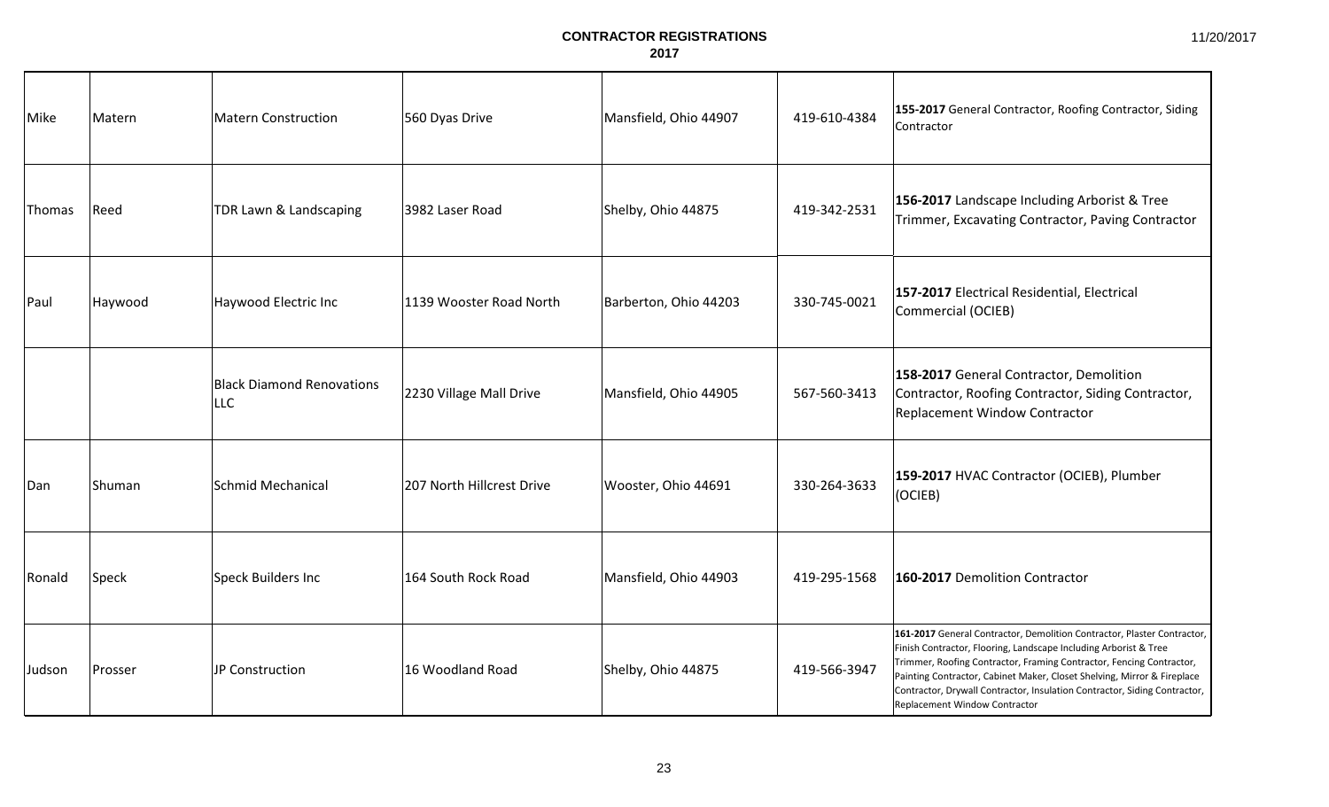**CONTRACTOR REGISTRATIONS**
**2017**

11/20/2017

| | | | | | | |
|---|---|---|---|---|---|---|
| Mike | Matern | Matern Construction | 560 Dyas Drive | Mansfield, Ohio 44907 | 419-610-4384 | **155-2017** General Contractor, Roofing Contractor, Siding Contractor |
| Thomas | Reed | TDR Lawn & Landscaping | 3982 Laser Road | Shelby, Ohio 44875 | 419-342-2531 | **156-2017** Landscape Including Arborist & Tree Trimmer, Excavating Contractor, Paving Contractor |
| Paul | Haywood | Haywood Electric Inc | 1139 Wooster Road North | Barberton, Ohio 44203 | 330-745-0021 | **157-2017** Electrical Residential, Electrical Commercial (OCIEB) |
| | | Black Diamond Renovations LLC | 2230 Village Mall Drive | Mansfield, Ohio 44905 | 567-560-3413 | **158-2017** General Contractor, Demolition Contractor, Roofing Contractor, Siding Contractor, Replacement Window Contractor |
| Dan | Shuman | Schmid Mechanical | 207 North Hillcrest Drive | Wooster, Ohio 44691 | 330-264-3633 | **159-2017** HVAC Contractor (OCIEB), Plumber (OCIEB) |
| Ronald | Speck | Speck Builders Inc | 164 South Rock Road | Mansfield, Ohio 44903 | 419-295-1568 | **160-2017** Demolition Contractor |
| Judson | Prosser | JP Construction | 16 Woodland Road | Shelby, Ohio 44875 | 419-566-3947 | **161-2017** General Contractor, Demolition Contractor, Plaster Contractor, Finish Contractor, Flooring, Landscape Including Arborist & Tree Trimmer, Roofing Contractor, Framing Contractor, Fencing Contractor, Painting Contractor, Cabinet Maker, Closet Shelving, Mirror & Fireplace Contractor, Drywall Contractor, Insulation Contractor, Siding Contractor, Replacement Window Contractor |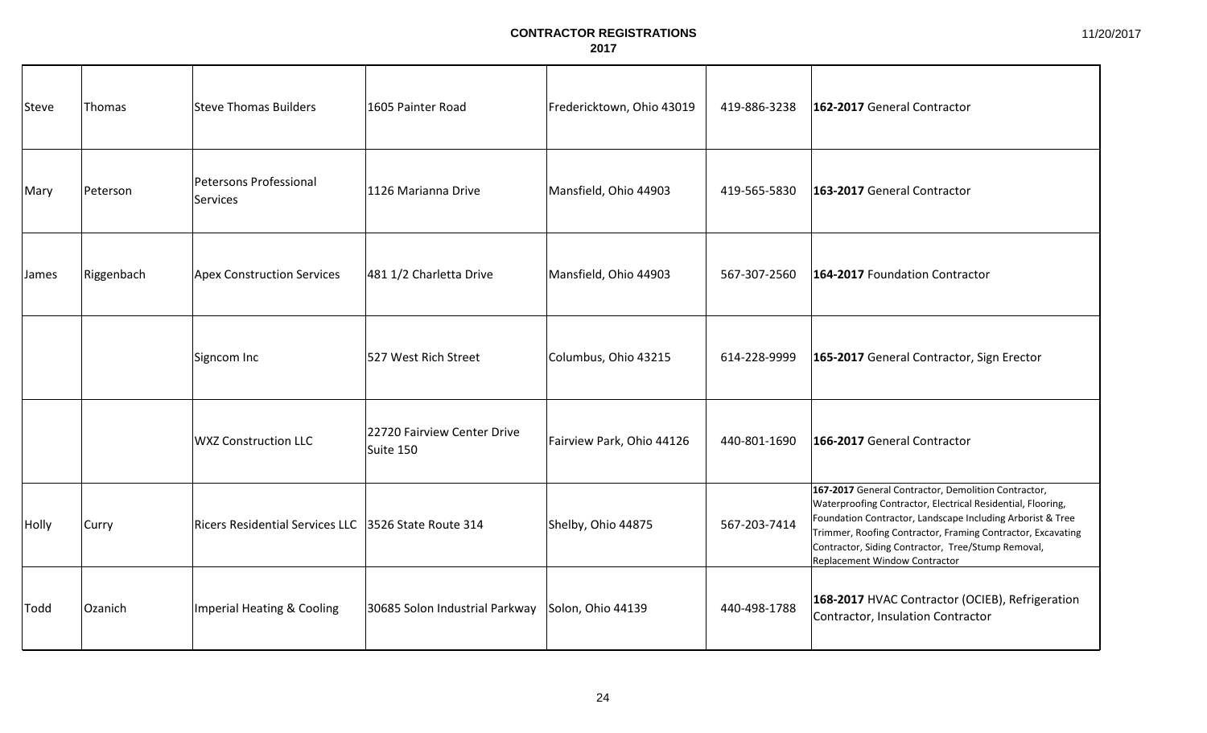**CONTRACTOR REGISTRATIONS**
**2017**

11/20/2017

| | | | | | | |
|---|---|---|---|---|---|---|
| Steve | Thomas | Steve Thomas Builders | 1605 Painter Road | Fredericktown, Ohio 43019 | 419-886-3238 | **162-2017** General Contractor |
| Mary | Peterson | Petersons Professional Services | 1126 Marianna Drive | Mansfield, Ohio 44903 | 419-565-5830 | **163-2017** General Contractor |
| James | Riggenbach | Apex Construction Services | 481 1/2 Charletta Drive | Mansfield, Ohio 44903 | 567-307-2560 | **164-2017** Foundation Contractor |
| | | Signcom Inc | 527 West Rich Street | Columbus, Ohio 43215 | 614-228-9999 | **165-2017** General Contractor, Sign Erector |
| | | WXZ Construction LLC | 22720 Fairview Center Drive Suite 150 | Fairview Park, Ohio 44126 | 440-801-1690 | **166-2017** General Contractor |
| Holly | Curry | Ricers Residential Services LLC | 3526 State Route 314 | Shelby, Ohio 44875 | 567-203-7414 | **167-2017** General Contractor, Demolition Contractor, Waterproofing Contractor, Electrical Residential, Flooring, Foundation Contractor, Landscape Including Arborist & Tree Trimmer, Roofing Contractor, Framing Contractor, Excavating Contractor, Siding Contractor, Tree/Stump Removal, Replacement Window Contractor |
| Todd | Ozanich | Imperial Heating & Cooling | 30685 Solon Industrial Parkway | Solon, Ohio 44139 | 440-498-1788 | **168-2017** HVAC Contractor (OCIEB), Refrigeration Contractor, Insulation Contractor |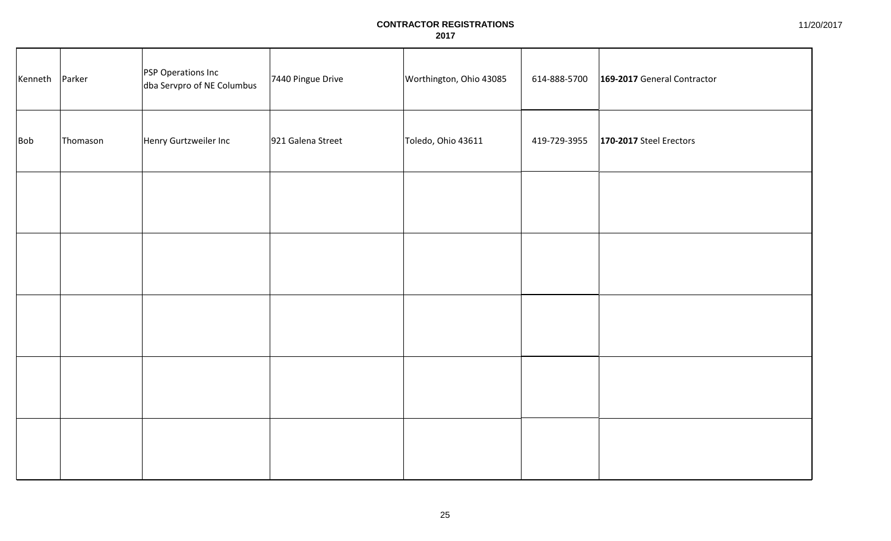# CONTRACTOR REGISTRATIONS
## 2017

| | | | | | | |
|---|---|---|---|---|---|---|
| Kenneth | Parker | PSP Operations Inc dba Servpro of NE Columbus | 7440 Pingue Drive | Worthington, Ohio 43085 | 614-888-5700 | **169-2017** General Contractor |
| Bob | Thomason | Henry Gurtzweiler Inc | 921 Galena Street | Toledo, Ohio 43611 | 419-729-3955 | **170-2017** Steel Erectors |
| | | | | | | |
| | | | | | | |
| | | | | | | |
| | | | | | | |
| | | | | | | |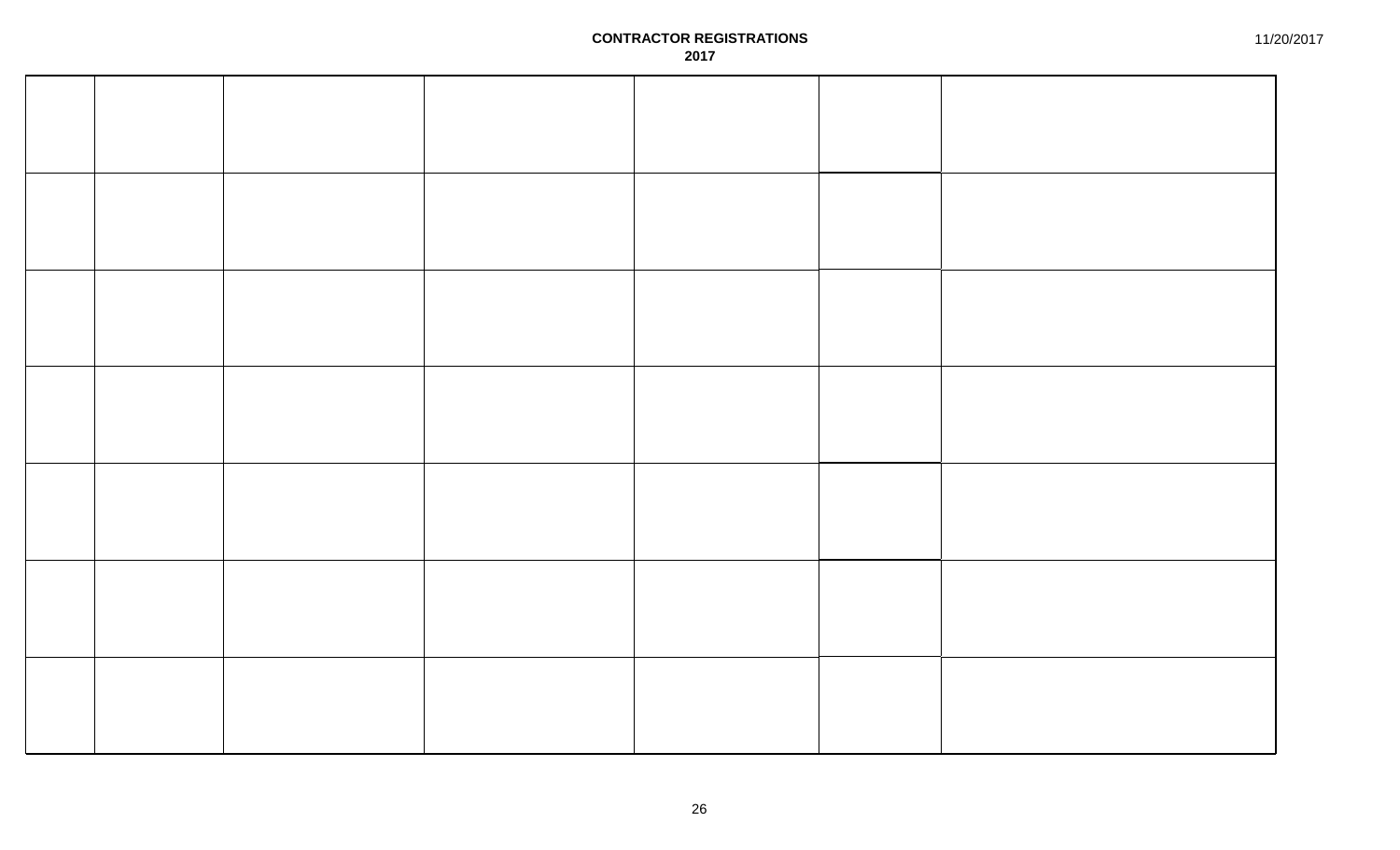**CONTRACTOR REGISTRATIONS**
**2017**

11/20/2017

| | | | | | | |
|---|---|---|---|---|---|---|
| | | | | | | |
| | | | | | | |
| | | | | | | |
| | | | | | | |
| | | | | | | |
| | | | | | | |
| | | | | | | |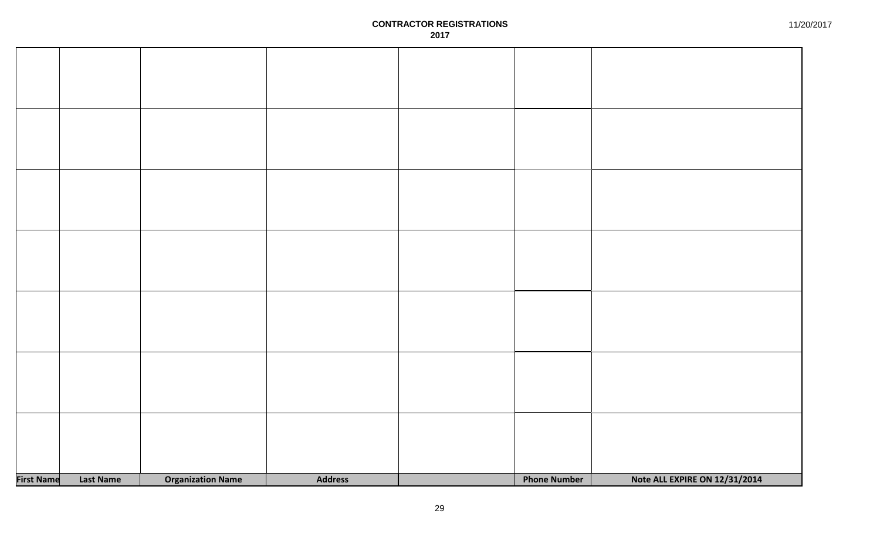**CONTRACTOR REGISTRATIONS**
**2017**

11/20/2017

| | | | | | | |
|---|---|---|---|---|---|---|
| | | | | | | |
| | | | | | | |
| | | | | | | |
| | | | | | | |
| | | | | | | |
| | | | | | | |
| | | | | | | |
| **First Name** | **Last Name** | **Organization Name** | **Address** | | **Phone Number** | **Note ALL EXPIRE ON 12/31/2014** |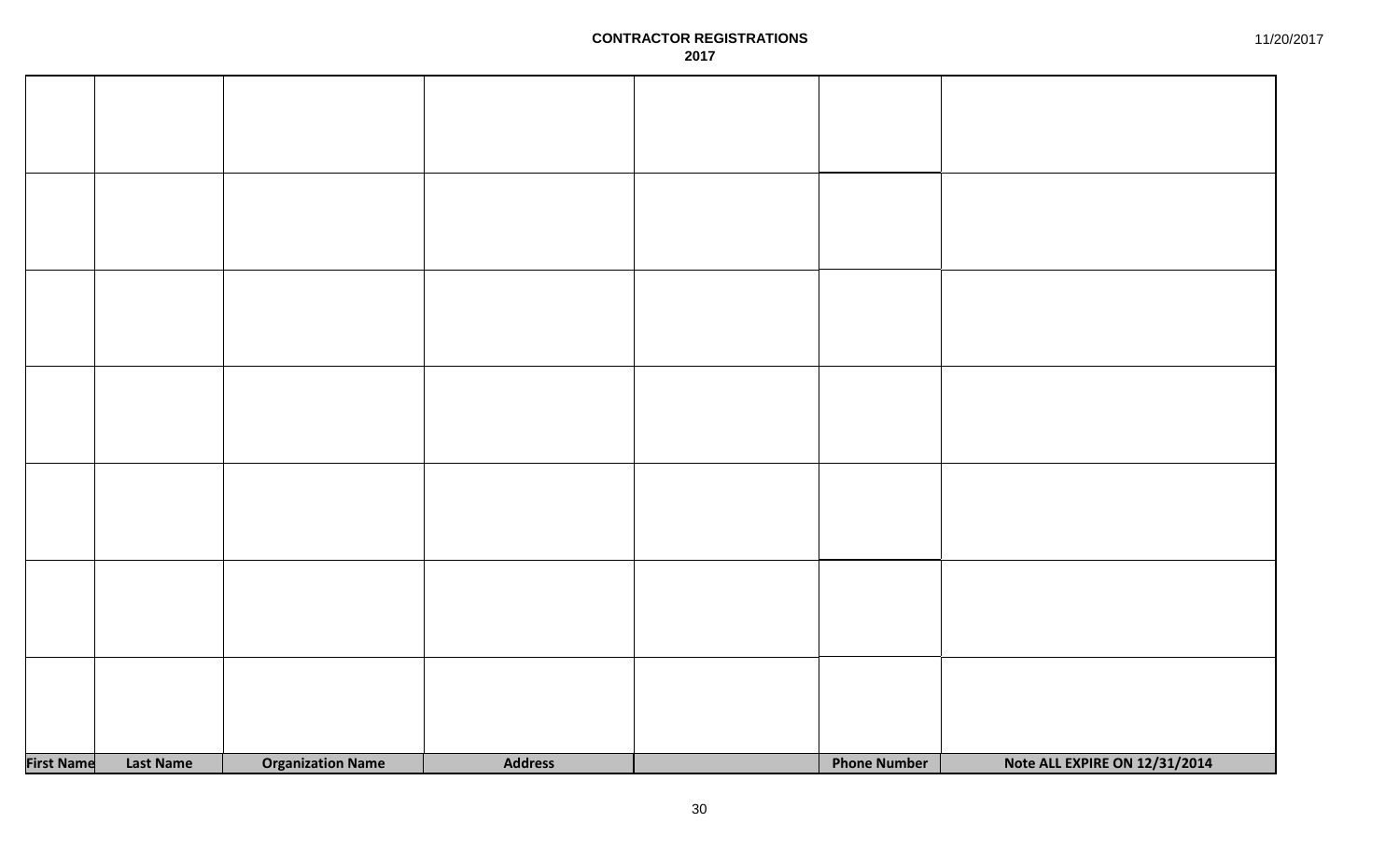**CONTRACTOR REGISTRATIONS**
**2017**

11/20/2017

| First Name | Last Name | Organization Name | Address | | Phone Number | Note ALL EXPIRE ON 12/31/2014 |
|---|---|---|---|---|---|---|
| | | | | | | |
| | | | | | | |
| | | | | | | |
| | | | | | | |
| | | | | | | |
| | | | | | | |
| | | | | | | |